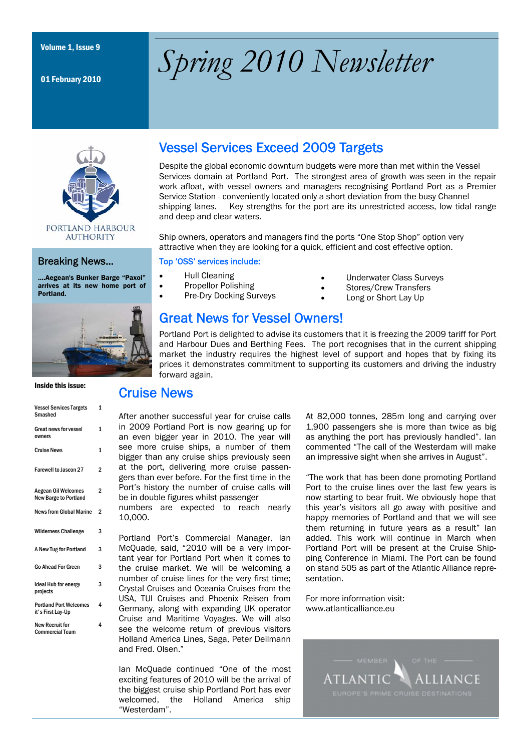Volume 1, Issue 9

01 February 2010

# Spring 2010 Newsletter

PORTLAND HARBOUR AUTHORITY

## Breaking News...

**....Aegean's Bunker Barge "Paxoi" arrives at its new home port of Portland.**

**Inside this issue:**

| | |
|---|---|
| Vessel Services Targets Smashed | 1 |
| Great news for vessel owners | 1 |
| Cruise News | 1 |
| Farewell to Jascon 27 | 2 |
| Aegean Oil Welcomes New Barge to Portland | 2 |
| News from Global Marine | 2 |
| Wilderness Challenge | 3 |
| A New Tug for Portland | 3 |
| Go Ahead For Green | 3 |
| Ideal Hub for energy projects | 3 |
| Portland Port Welcomes it's First Lay-Up | 4 |
| New Recruit for Commercial Team | 4 |

## Vessel Services Exceed 2009 Targets

Despite the global economic downturn budgets were more than met within the Vessel Services domain at Portland Port. The strongest area of growth was seen in the repair work afloat, with vessel owners and managers recognising Portland Port as a Premier Service Station - conveniently located only a short deviation from the busy Channel shipping lanes. Key strengths for the port are its unrestricted access, low tidal range and deep and clear waters.

Ship owners, operators and managers find the ports "One Stop Shop" option very attractive when they are looking for a quick, efficient and cost effective option.

### Top 'OSS' services include:

- Hull Cleaning
- Propellor Polishing
- Pre-Dry Docking Surveys
- Underwater Class Surveys
- Stores/Crew Transfers
- Long or Short Lay Up

## Great News for Vessel Owners!

Portland Port is delighted to advise its customers that it is freezing the 2009 tariff for Port and Harbour Dues and Berthing Fees. The port recognises that in the current shipping market the industry requires the highest level of support and hopes that by fixing its prices it demonstrates commitment to supporting its customers and driving the industry forward again.

## Cruise News

After another successful year for cruise calls in 2009 Portland Port is now gearing up for an even bigger year in 2010. The year will see more cruise ships, a number of them bigger than any cruise ships previously seen at the port, delivering more cruise passengers than ever before. For the first time in the Port's history the number of cruise calls will be in double figures whilst passenger numbers are expected to reach nearly 10,000.

Portland Port's Commercial Manager, Ian McQuade, said, "2010 will be a very important year for Portland Port when it comes to the cruise market. We will be welcoming a number of cruise lines for the very first time; Crystal Cruises and Oceania Cruises from the USA, TUI Cruises and Phoenix Reisen from Germany, along with expanding UK operator Cruise and Maritime Voyages. We will also see the welcome return of previous visitors Holland America Lines, Saga, Peter Deilmann and Fred. Olsen."

Ian McQuade continued "One of the most exciting features of 2010 will be the arrival of the biggest cruise ship Portland Port has ever welcomed, the Holland America ship "Westerdam".

At 82,000 tonnes, 285m long and carrying over 1,900 passengers she is more than twice as big as anything the port has previously handled". Ian commented "The call of the Westerdam will make an impressive sight when she arrives in August".

"The work that has been done promoting Portland Port to the cruise lines over the last few years is now starting to bear fruit. We obviously hope that this year's visitors all go away with positive and happy memories of Portland and that we will see them returning in future years as a result" Ian added. This work will continue in March when Portland Port will be present at the Cruise Shipping Conference in Miami. The Port can be found on stand 505 as part of the Atlantic Alliance representation.

For more information visit: www.atlanticalliance.eu

MEMBER OF THE ATLANTIC ALLIANCE — EUROPE'S PRIME CRUISE DESTINATIONS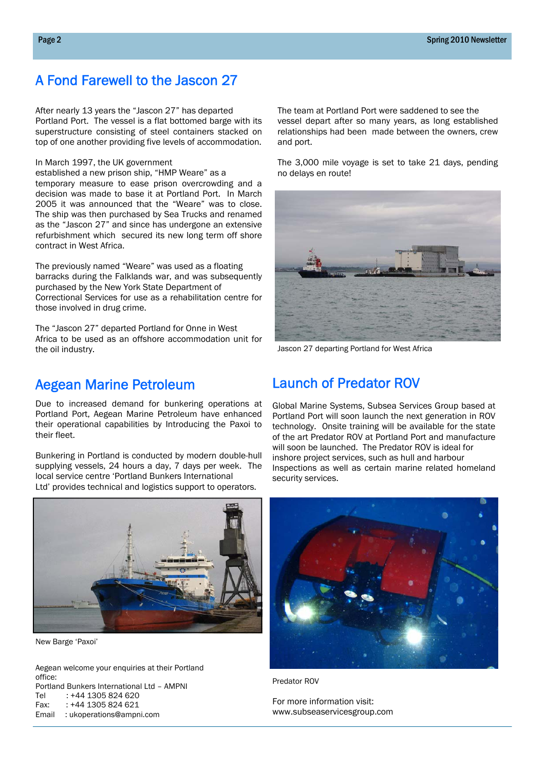## A Fond Farewell to the Jascon 27

After nearly 13 years the "Jascon 27" has departed Portland Port. The vessel is a flat bottomed barge with its superstructure consisting of steel containers stacked on top of one another providing five levels of accommodation.

In March 1997, the UK government established a new prison ship, "HMP Weare" as a temporary measure to ease prison overcrowding and a decision was made to base it at Portland Port. In March 2005 it was announced that the "Weare" was to close. The ship was then purchased by Sea Trucks and renamed as the "Jascon 27" and since has undergone an extensive refurbishment which secured its new long term off shore contract in West Africa.

The previously named "Weare" was used as a floating barracks during the Falklands war, and was subsequently purchased by the New York State Department of Correctional Services for use as a rehabilitation centre for those involved in drug crime.

The "Jascon 27" departed Portland for Onne in West Africa to be used as an offshore accommodation unit for the oil industry.

The team at Portland Port were saddened to see the vessel depart after so many years, as long established relationships had been made between the owners, crew and port.

The 3,000 mile voyage is set to take 21 days, pending no delays en route!

Jascon 27 departing Portland for West Africa

## Aegean Marine Petroleum

Due to increased demand for bunkering operations at Portland Port, Aegean Marine Petroleum have enhanced their operational capabilities by Introducing the Paxoi to their fleet.

Bunkering in Portland is conducted by modern double-hull supplying vessels, 24 hours a day, 7 days per week. The local service centre 'Portland Bunkers International Ltd' provides technical and logistics support to operators.

New Barge 'Paxoi'

Aegean welcome your enquiries at their Portland office:
Portland Bunkers International Ltd – AMPNI
Tel : +44 1305 824 620
Fax: : +44 1305 824 621
Email : ukoperations@ampni.com

## Launch of Predator ROV

Global Marine Systems, Subsea Services Group based at Portland Port will soon launch the next generation in ROV technology. Onsite training will be available for the state of the art Predator ROV at Portland Port and manufacture will soon be launched. The Predator ROV is ideal for inshore project services, such as hull and harbour Inspections as well as certain marine related homeland security services.

Predator ROV

For more information visit:
www.subseaservicesgroup.com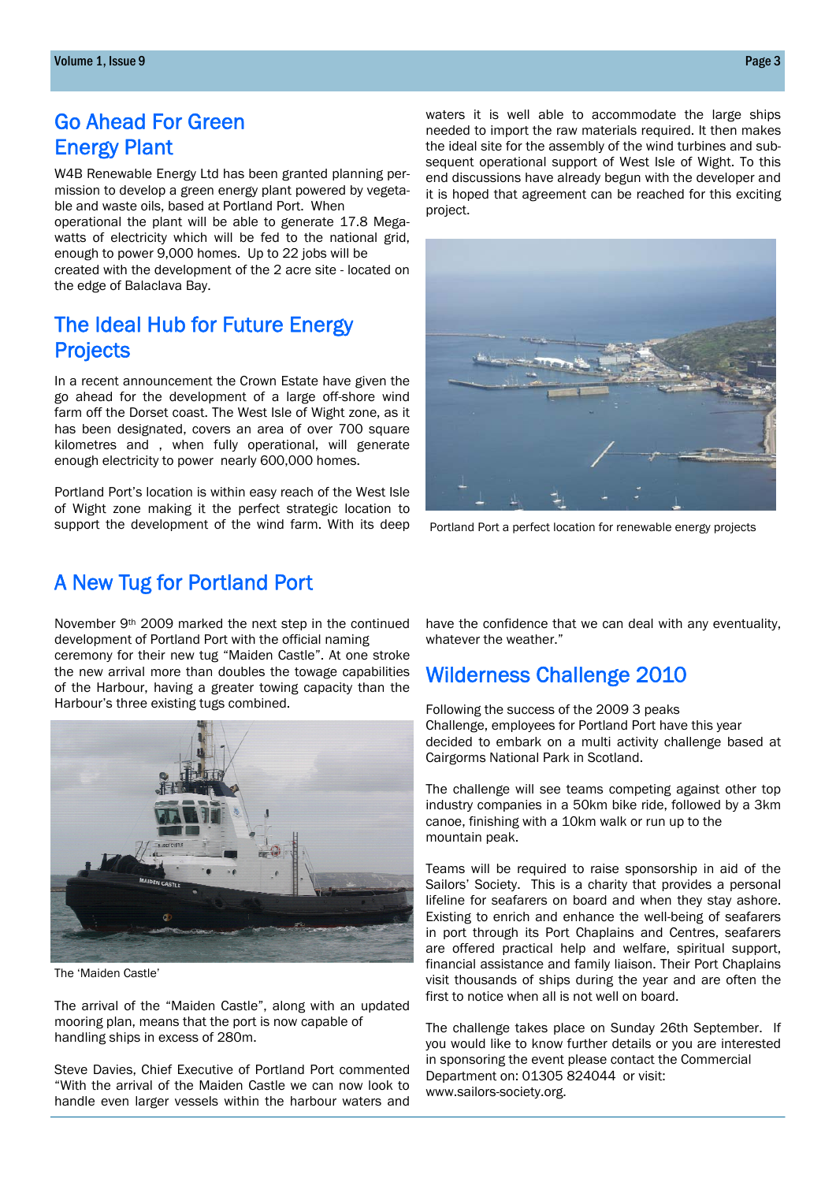## Go Ahead For Green Energy Plant

W4B Renewable Energy Ltd has been granted planning permission to develop a green energy plant powered by vegetable and waste oils, based at Portland Port. When operational the plant will be able to generate 17.8 Megawatts of electricity which will be fed to the national grid, enough to power 9,000 homes. Up to 22 jobs will be created with the development of the 2 acre site - located on the edge of Balaclava Bay.

## The Ideal Hub for Future Energy Projects

In a recent announcement the Crown Estate have given the go ahead for the development of a large off-shore wind farm off the Dorset coast. The West Isle of Wight zone, as it has been designated, covers an area of over 700 square kilometres and , when fully operational, will generate enough electricity to power nearly 600,000 homes.

Portland Port's location is within easy reach of the West Isle of Wight zone making it the perfect strategic location to support the development of the wind farm. With its deep waters it is well able to accommodate the large ships needed to import the raw materials required. It then makes the ideal site for the assembly of the wind turbines and subsequent operational support of West Isle of Wight. To this end discussions have already begun with the developer and it is hoped that agreement can be reached for this exciting project.

Portland Port a perfect location for renewable energy projects

## A New Tug for Portland Port

November 9th 2009 marked the next step in the continued development of Portland Port with the official naming ceremony for their new tug "Maiden Castle". At one stroke the new arrival more than doubles the towage capabilities of the Harbour, having a greater towing capacity than the Harbour's three existing tugs combined.

The 'Maiden Castle'

The arrival of the "Maiden Castle", along with an updated mooring plan, means that the port is now capable of handling ships in excess of 280m.

Steve Davies, Chief Executive of Portland Port commented "With the arrival of the Maiden Castle we can now look to handle even larger vessels within the harbour waters and have the confidence that we can deal with any eventuality, whatever the weather."

## Wilderness Challenge 2010

Following the success of the 2009 3 peaks Challenge, employees for Portland Port have this year decided to embark on a multi activity challenge based at Cairgorms National Park in Scotland.

The challenge will see teams competing against other top industry companies in a 50km bike ride, followed by a 3km canoe, finishing with a 10km walk or run up to the mountain peak.

Teams will be required to raise sponsorship in aid of the Sailors' Society. This is a charity that provides a personal lifeline for seafarers on board and when they stay ashore. Existing to enrich and enhance the well-being of seafarers in port through its Port Chaplains and Centres, seafarers are offered practical help and welfare, spiritual support, financial assistance and family liaison. Their Port Chaplains visit thousands of ships during the year and are often the first to notice when all is not well on board.

The challenge takes place on Sunday 26th September. If you would like to know further details or you are interested in sponsoring the event please contact the Commercial Department on: 01305 824044 or visit: www.sailors-society.org.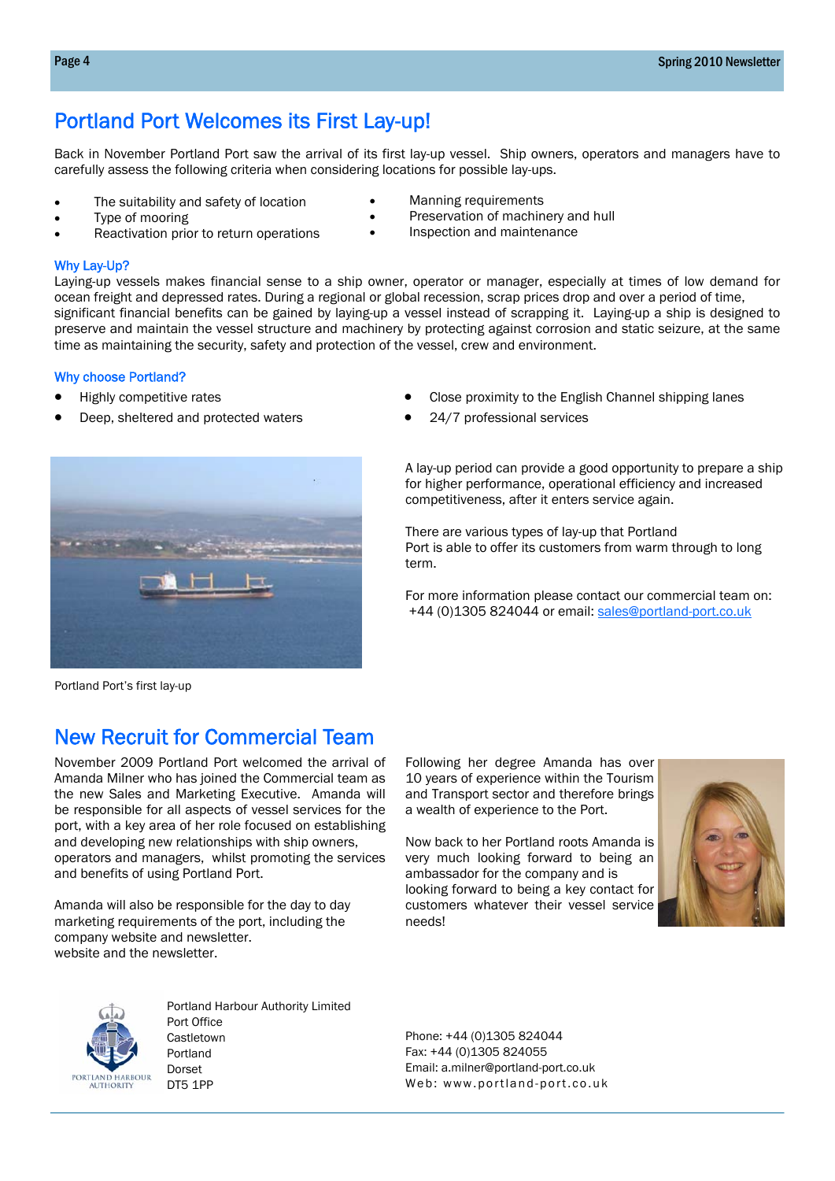## Portland Port Welcomes its First Lay-up!

Back in November Portland Port saw the arrival of its first lay-up vessel. Ship owners, operators and managers have to carefully assess the following criteria when considering locations for possible lay-ups.

- The suitability and safety of location
- Type of mooring
- Reactivation prior to return operations
- Manning requirements
- Preservation of machinery and hull
- Inspection and maintenance

### Why Lay-Up?

Laying-up vessels makes financial sense to a ship owner, operator or manager, especially at times of low demand for ocean freight and depressed rates. During a regional or global recession, scrap prices drop and over a period of time, significant financial benefits can be gained by laying-up a vessel instead of scrapping it. Laying-up a ship is designed to preserve and maintain the vessel structure and machinery by protecting against corrosion and static seizure, at the same time as maintaining the security, safety and protection of the vessel, crew and environment.

### Why choose Portland?

- Highly competitive rates
- Deep, sheltered and protected waters
- Close proximity to the English Channel shipping lanes
- 24/7 professional services

Portland Port's first lay-up

A lay-up period can provide a good opportunity to prepare a ship for higher performance, operational efficiency and increased competitiveness, after it enters service again.

There are various types of lay-up that Portland Port is able to offer its customers from warm through to long term.

For more information please contact our commercial team on: +44 (0)1305 824044 or email: sales@portland-port.co.uk

## New Recruit for Commercial Team

November 2009 Portland Port welcomed the arrival of Amanda Milner who has joined the Commercial team as the new Sales and Marketing Executive. Amanda will be responsible for all aspects of vessel services for the port, with a key area of her role focused on establishing and developing new relationships with ship owners, operators and managers, whilst promoting the services and benefits of using Portland Port.

Amanda will also be responsible for the day to day marketing requirements of the port, including the company website and newsletter.
website and the newsletter.

Following her degree Amanda has over 10 years of experience within the Tourism and Transport sector and therefore brings a wealth of experience to the Port.

Now back to her Portland roots Amanda is very much looking forward to being an ambassador for the company and is looking forward to being a key contact for customers whatever their vessel service needs!

PORTLAND HARBOUR AUTHORITY

Portland Harbour Authority Limited
Port Office
Castletown
Portland
Dorset
DT5 1PP

Phone: +44 (0)1305 824044
Fax: +44 (0)1305 824055
Email: a.milner@portland-port.co.uk
Web: www.portland-port.co.uk